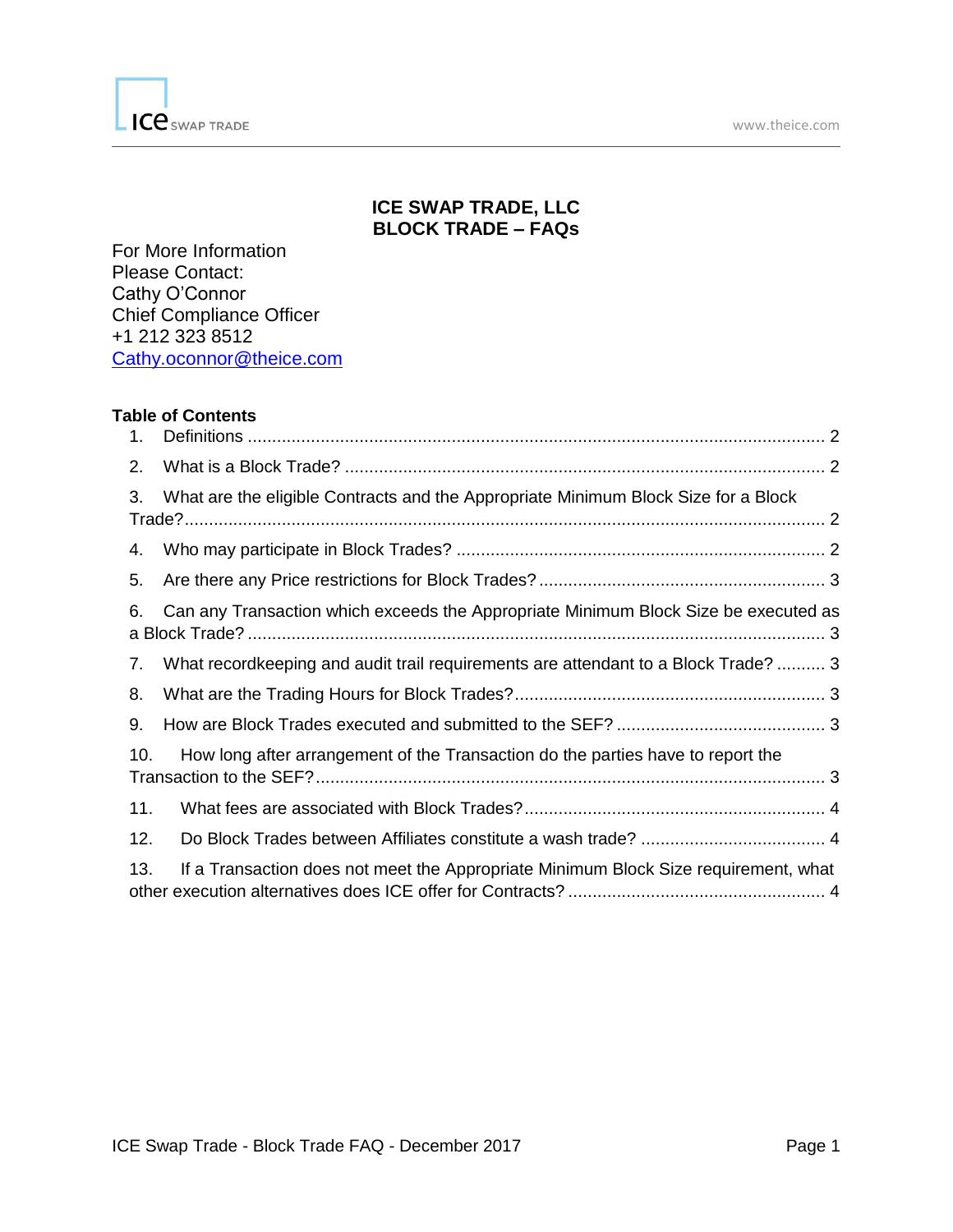# ICE SWAP TRADE, LLC
# BLOCK TRADE – FAQs

For More Information
Please Contact:
Cathy O'Connor
Chief Compliance Officer
+1 212 323 8512
Cathy.oconnor@theice.com

**Table of Contents**

1. Definitions ..... 2
2. What is a Block Trade? ..... 2
3. What are the eligible Contracts and the Appropriate Minimum Block Size for a Block Trade? ..... 2
4. Who may participate in Block Trades? ..... 2
5. Are there any Price restrictions for Block Trades? ..... 3
6. Can any Transaction which exceeds the Appropriate Minimum Block Size be executed as a Block Trade? ..... 3
7. What recordkeeping and audit trail requirements are attendant to a Block Trade? ..... 3
8. What are the Trading Hours for Block Trades? ..... 3
9. How are Block Trades executed and submitted to the SEF? ..... 3
10. How long after arrangement of the Transaction do the parties have to report the Transaction to the SEF? ..... 3
11. What fees are associated with Block Trades? ..... 4
12. Do Block Trades between Affiliates constitute a wash trade? ..... 4
13. If a Transaction does not meet the Appropriate Minimum Block Size requirement, what other execution alternatives does ICE offer for Contracts? ..... 4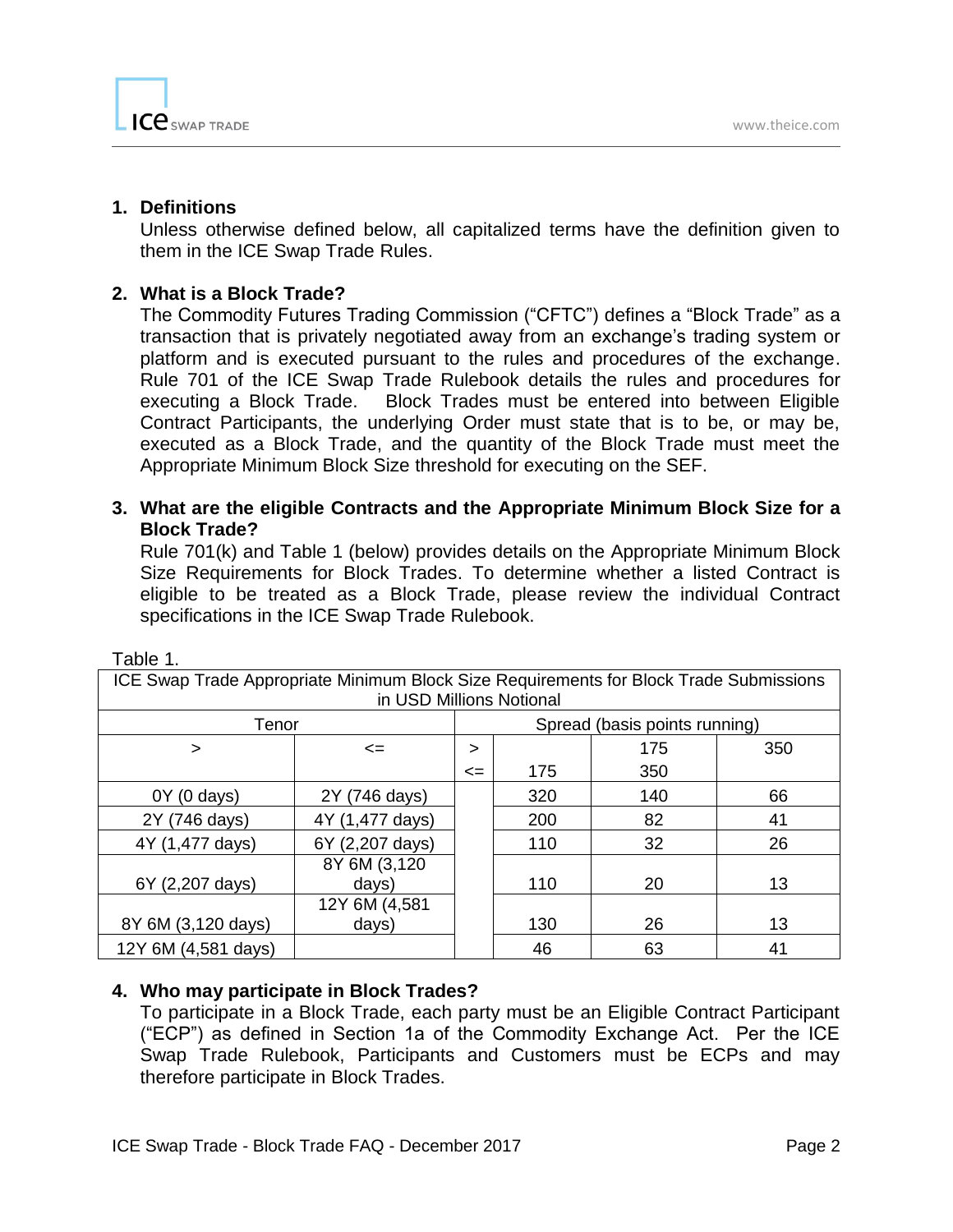1. **Definitions**

   Unless otherwise defined below, all capitalized terms have the definition given to them in the ICE Swap Trade Rules.

2. **What is a Block Trade?**

   The Commodity Futures Trading Commission ("CFTC") defines a "Block Trade" as a transaction that is privately negotiated away from an exchange's trading system or platform and is executed pursuant to the rules and procedures of the exchange. Rule 701 of the ICE Swap Trade Rulebook details the rules and procedures for executing a Block Trade. Block Trades must be entered into between Eligible Contract Participants, the underlying Order must state that is to be, or may be, executed as a Block Trade, and the quantity of the Block Trade must meet the Appropriate Minimum Block Size threshold for executing on the SEF.

3. **What are the eligible Contracts and the Appropriate Minimum Block Size for a Block Trade?**

   Rule 701(k) and Table 1 (below) provides details on the Appropriate Minimum Block Size Requirements for Block Trades. To determine whether a listed Contract is eligible to be treated as a Block Trade, please review the individual Contract specifications in the ICE Swap Trade Rulebook.

Table 1.

| ICE Swap Trade Appropriate Minimum Block Size Requirements for Block Trade Submissions in USD Millions Notional | | | | | |
|---|---|---|---|---|---|
| Tenor | | Spread (basis points running) | | | |
| > | <= | > | | 175 | 350 |
| | | <= | 175 | 350 | |
| 0Y (0 days) | 2Y (746 days) | | 320 | 140 | 66 |
| 2Y (746 days) | 4Y (1,477 days) | | 200 | 82 | 41 |
| 4Y (1,477 days) | 6Y (2,207 days) | | 110 | 32 | 26 |
| 6Y (2,207 days) | 8Y 6M (3,120 days) | | 110 | 20 | 13 |
| 8Y 6M (3,120 days) | 12Y 6M (4,581 days) | | 130 | 26 | 13 |
| 12Y 6M (4,581 days) | | | 46 | 63 | 41 |

4. **Who may participate in Block Trades?**

   To participate in a Block Trade, each party must be an Eligible Contract Participant ("ECP") as defined in Section 1a of the Commodity Exchange Act. Per the ICE Swap Trade Rulebook, Participants and Customers must be ECPs and may therefore participate in Block Trades.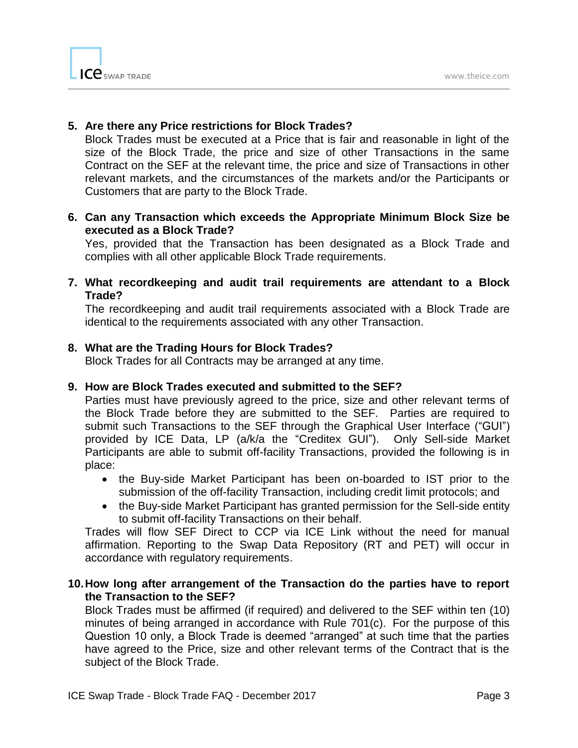**5. Are there any Price restrictions for Block Trades?**

Block Trades must be executed at a Price that is fair and reasonable in light of the size of the Block Trade, the price and size of other Transactions in the same Contract on the SEF at the relevant time, the price and size of Transactions in other relevant markets, and the circumstances of the markets and/or the Participants or Customers that are party to the Block Trade.

**6. Can any Transaction which exceeds the Appropriate Minimum Block Size be executed as a Block Trade?**

Yes, provided that the Transaction has been designated as a Block Trade and complies with all other applicable Block Trade requirements.

**7. What recordkeeping and audit trail requirements are attendant to a Block Trade?**

The recordkeeping and audit trail requirements associated with a Block Trade are identical to the requirements associated with any other Transaction.

**8. What are the Trading Hours for Block Trades?**

Block Trades for all Contracts may be arranged at any time.

**9. How are Block Trades executed and submitted to the SEF?**

Parties must have previously agreed to the price, size and other relevant terms of the Block Trade before they are submitted to the SEF. Parties are required to submit such Transactions to the SEF through the Graphical User Interface ("GUI") provided by ICE Data, LP (a/k/a the "Creditex GUI"). Only Sell-side Market Participants are able to submit off-facility Transactions, provided the following is in place:

- the Buy-side Market Participant has been on-boarded to IST prior to the submission of the off-facility Transaction, including credit limit protocols; and
- the Buy-side Market Participant has granted permission for the Sell-side entity to submit off-facility Transactions on their behalf.

Trades will flow SEF Direct to CCP via ICE Link without the need for manual affirmation. Reporting to the Swap Data Repository (RT and PET) will occur in accordance with regulatory requirements.

**10. How long after arrangement of the Transaction do the parties have to report the Transaction to the SEF?**

Block Trades must be affirmed (if required) and delivered to the SEF within ten (10) minutes of being arranged in accordance with Rule 701(c). For the purpose of this Question 10 only, a Block Trade is deemed "arranged" at such time that the parties have agreed to the Price, size and other relevant terms of the Contract that is the subject of the Block Trade.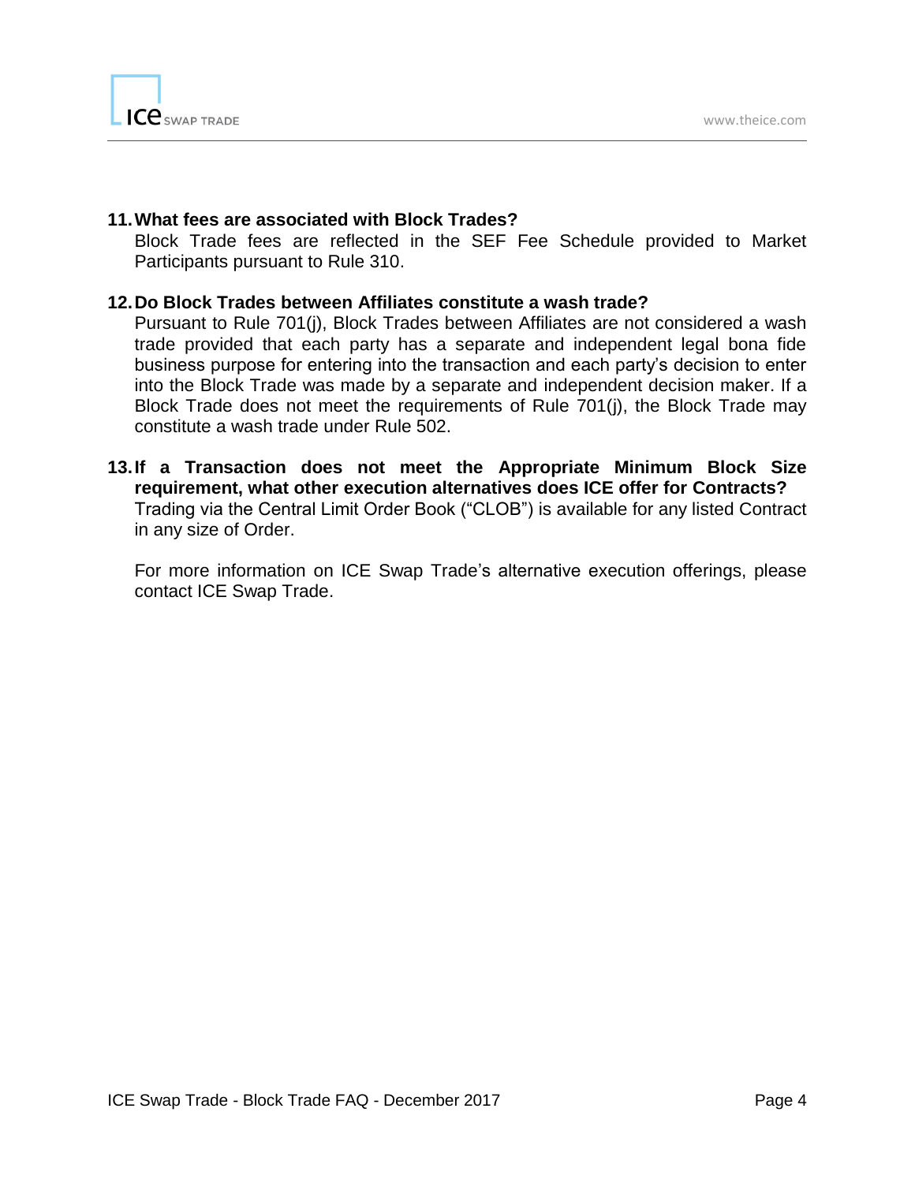**11. What fees are associated with Block Trades?**

Block Trade fees are reflected in the SEF Fee Schedule provided to Market Participants pursuant to Rule 310.

**12. Do Block Trades between Affiliates constitute a wash trade?**

Pursuant to Rule 701(j), Block Trades between Affiliates are not considered a wash trade provided that each party has a separate and independent legal bona fide business purpose for entering into the transaction and each party's decision to enter into the Block Trade was made by a separate and independent decision maker. If a Block Trade does not meet the requirements of Rule 701(j), the Block Trade may constitute a wash trade under Rule 502.

**13. If a Transaction does not meet the Appropriate Minimum Block Size requirement, what other execution alternatives does ICE offer for Contracts?**

Trading via the Central Limit Order Book ("CLOB") is available for any listed Contract in any size of Order.

For more information on ICE Swap Trade's alternative execution offerings, please contact ICE Swap Trade.